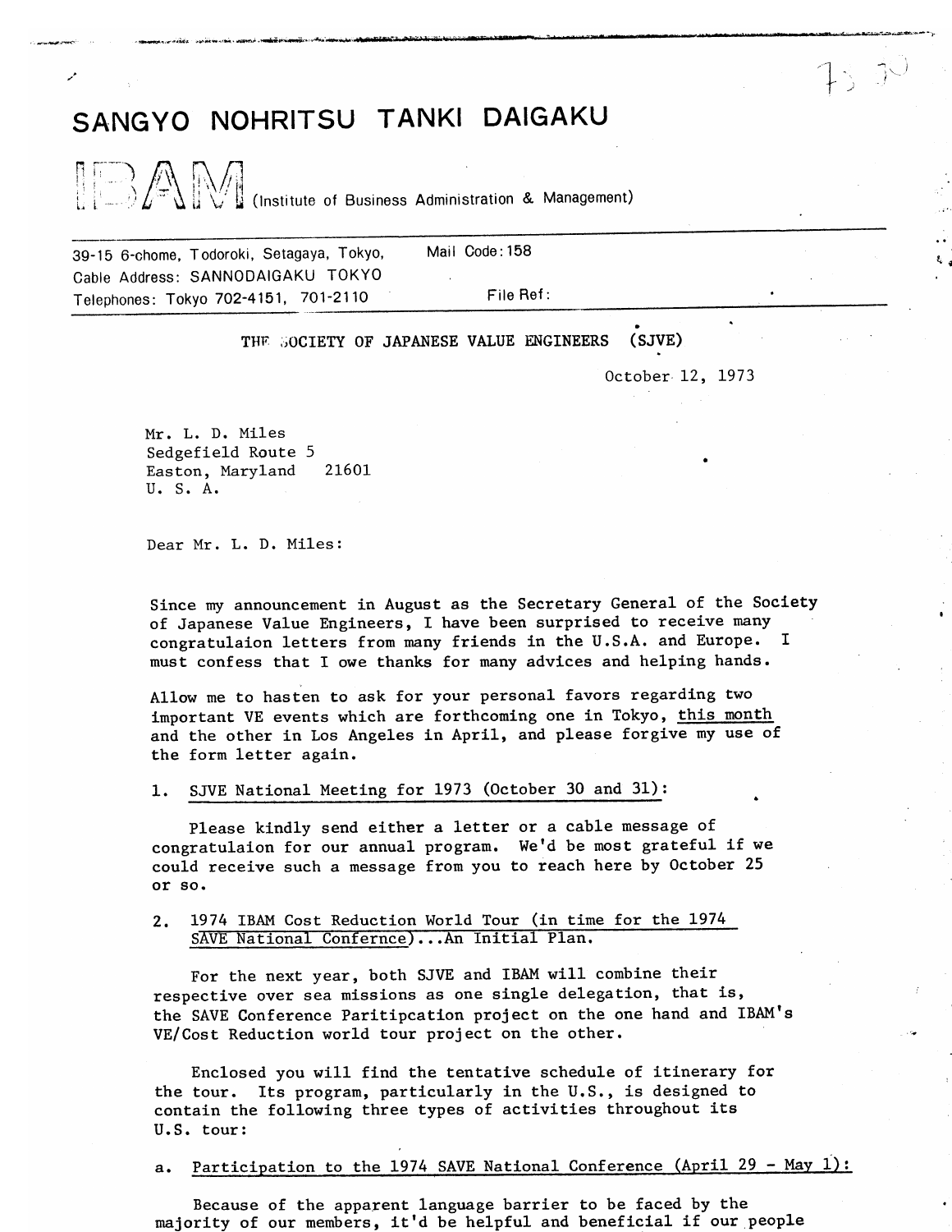# SANGYO NOHRITSU TANKI DAIGAKU

IBAM (Institute of Business Administration & Management)

39-15 6-chome, Todoroki, Setagaya, Tokyo, Mail Code: 158
Cable Address: SANNODAIGAKU TOKYO
Telephones: Tokyo 702-4151, 701-2110 File Ref:

THE SOCIETY OF JAPANESE VALUE ENGINEERS (SJVE)

October 12, 1973

Mr. L. D. Miles
Sedgefield Route 5
Easton, Maryland 21601
U. S. A.

Dear Mr. L. D. Miles:

Since my announcement in August as the Secretary General of the Society of Japanese Value Engineers, I have been surprised to receive many congratulaion letters from many friends in the U.S.A. and Europe. I must confess that I owe thanks for many advices and helping hands.

Allow me to hasten to ask for your personal favors regarding two important VE events which are forthcoming one in Tokyo, this month and the other in Los Angeles in April, and please forgive my use of the form letter again.

1. SJVE National Meeting for 1973 (October 30 and 31):

   Please kindly send either a letter or a cable message of congratulaion for our annual program. We'd be most grateful if we could receive such a message from you to reach here by October 25 or so.

2. 1974 IBAM Cost Reduction World Tour (in time for the 1974 SAVE National Confernce)...An Initial Plan.

   For the next year, both SJVE and IBAM will combine their respective over sea missions as one single delegation, that is, the SAVE Conference Paritipcation project on the one hand and IBAM's VE/Cost Reduction world tour project on the other.

   Enclosed you will find the tentative schedule of itinerary for the tour. Its program, particularly in the U.S., is designed to contain the following three types of activities throughout its U.S. tour:

a. Participation to the 1974 SAVE National Conference (April 29 - May 1):

   Because of the apparent language barrier to be faced by the majority of our members, it'd be helpful and beneficial if our people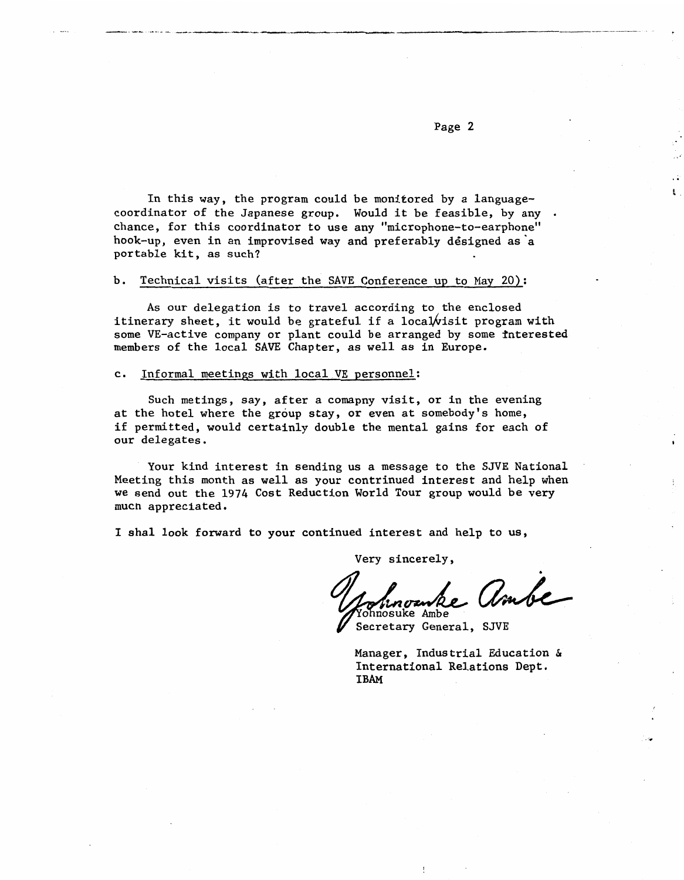In this way, the program could be monitored by a language-coordinator of the Japanese group. Would it be feasible, by any chance, for this coordinator to use any "microphone-to-earphone" hook-up, even in an improvised way and preferably désigned as a portable kit, as such?

b. Technical visits (after the SAVE Conference up to May 20):

As our delegation is to travel according to the enclosed itinerary sheet, it would be grateful if a local visit program with some VE-active company or plant could be arranged by some interested members of the local SAVE Chapter, as well as in Europe.

c. Informal meetings with local VE personnel:

Such metings, say, after a comapny visit, or in the evening at the hotel where the group stay, or even at somebody's home, if permitted, would certainly double the mental gains for each of our delegates.

Your kind interest in sending us a message to the SJVE National Meeting this month as well as your contrinued interest and help when we send out the 1974 Cost Reduction World Tour group would be very mucn appreciated.

I shal look forward to your continued interest and help to us,

Very sincerely,

Yohnosuke Ambe
Secretary General, SJVE

Manager, Industrial Education &
International Relations Dept.
IBAM